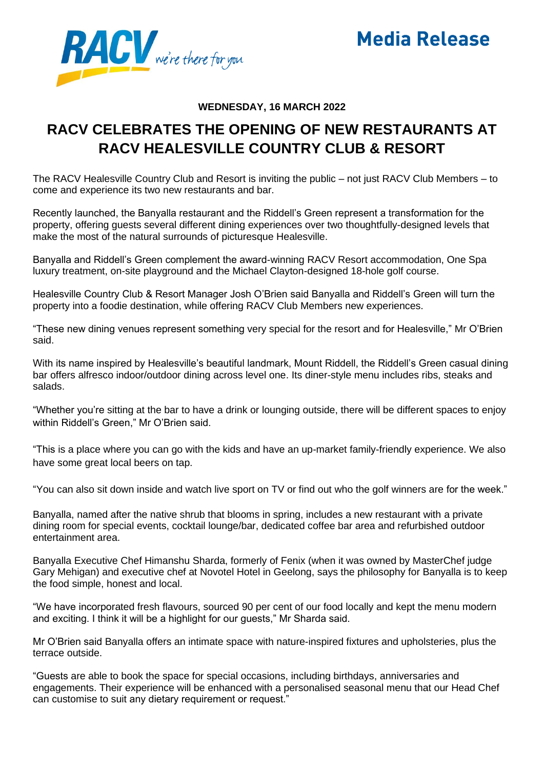**Media Release**

**WEDNESDAY, 16 MARCH 2022**

# RACV CELEBRATES THE OPENING OF NEW RESTAURANTS AT RACV HEALESVILLE COUNTRY CLUB & RESORT

The RACV Healesville Country Club and Resort is inviting the public – not just RACV Club Members – to come and experience its two new restaurants and bar.

Recently launched, the Banyalla restaurant and the Riddell's Green represent a transformation for the property, offering guests several different dining experiences over two thoughtfully-designed levels that make the most of the natural surrounds of picturesque Healesville.

Banyalla and Riddell's Green complement the award-winning RACV Resort accommodation, One Spa luxury treatment, on-site playground and the Michael Clayton-designed 18-hole golf course.

Healesville Country Club & Resort Manager Josh O'Brien said Banyalla and Riddell's Green will turn the property into a foodie destination, while offering RACV Club Members new experiences.

"These new dining venues represent something very special for the resort and for Healesville," Mr O'Brien said.

With its name inspired by Healesville's beautiful landmark, Mount Riddell, the Riddell's Green casual dining bar offers alfresco indoor/outdoor dining across level one. Its diner-style menu includes ribs, steaks and salads.

"Whether you're sitting at the bar to have a drink or lounging outside, there will be different spaces to enjoy within Riddell's Green," Mr O'Brien said.

"This is a place where you can go with the kids and have an up-market family-friendly experience. We also have some great local beers on tap.

"You can also sit down inside and watch live sport on TV or find out who the golf winners are for the week."

Banyalla, named after the native shrub that blooms in spring, includes a new restaurant with a private dining room for special events, cocktail lounge/bar, dedicated coffee bar area and refurbished outdoor entertainment area.

Banyalla Executive Chef Himanshu Sharda, formerly of Fenix (when it was owned by MasterChef judge Gary Mehigan) and executive chef at Novotel Hotel in Geelong, says the philosophy for Banyalla is to keep the food simple, honest and local.

"We have incorporated fresh flavours, sourced 90 per cent of our food locally and kept the menu modern and exciting. I think it will be a highlight for our guests," Mr Sharda said.

Mr O'Brien said Banyalla offers an intimate space with nature-inspired fixtures and upholsteries, plus the terrace outside.

"Guests are able to book the space for special occasions, including birthdays, anniversaries and engagements. Their experience will be enhanced with a personalised seasonal menu that our Head Chef can customise to suit any dietary requirement or request."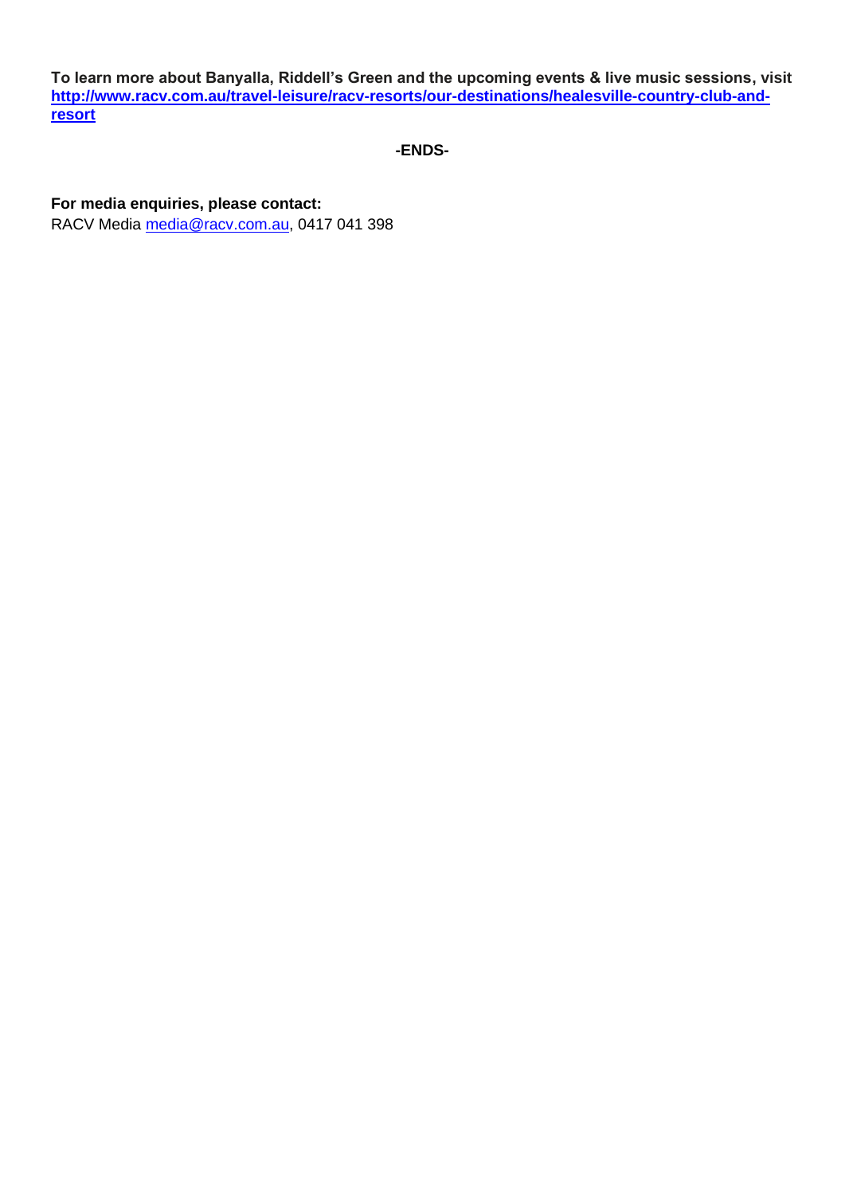**To learn more about Banyalla, Riddell's Green and the upcoming events & live music sessions, visit [http://www.racv.com.au/travel-leisure/racv-resorts/our-destinations/healesville-country-club-and-resort](http://www.racv.com.au/travel-leisure/racv-resorts/our-destinations/healesville-country-club-and-resort)**

**-ENDS-**

**For media enquiries, please contact:**
RACV Media [media@racv.com.au](mailto:media@racv.com.au), 0417 041 398